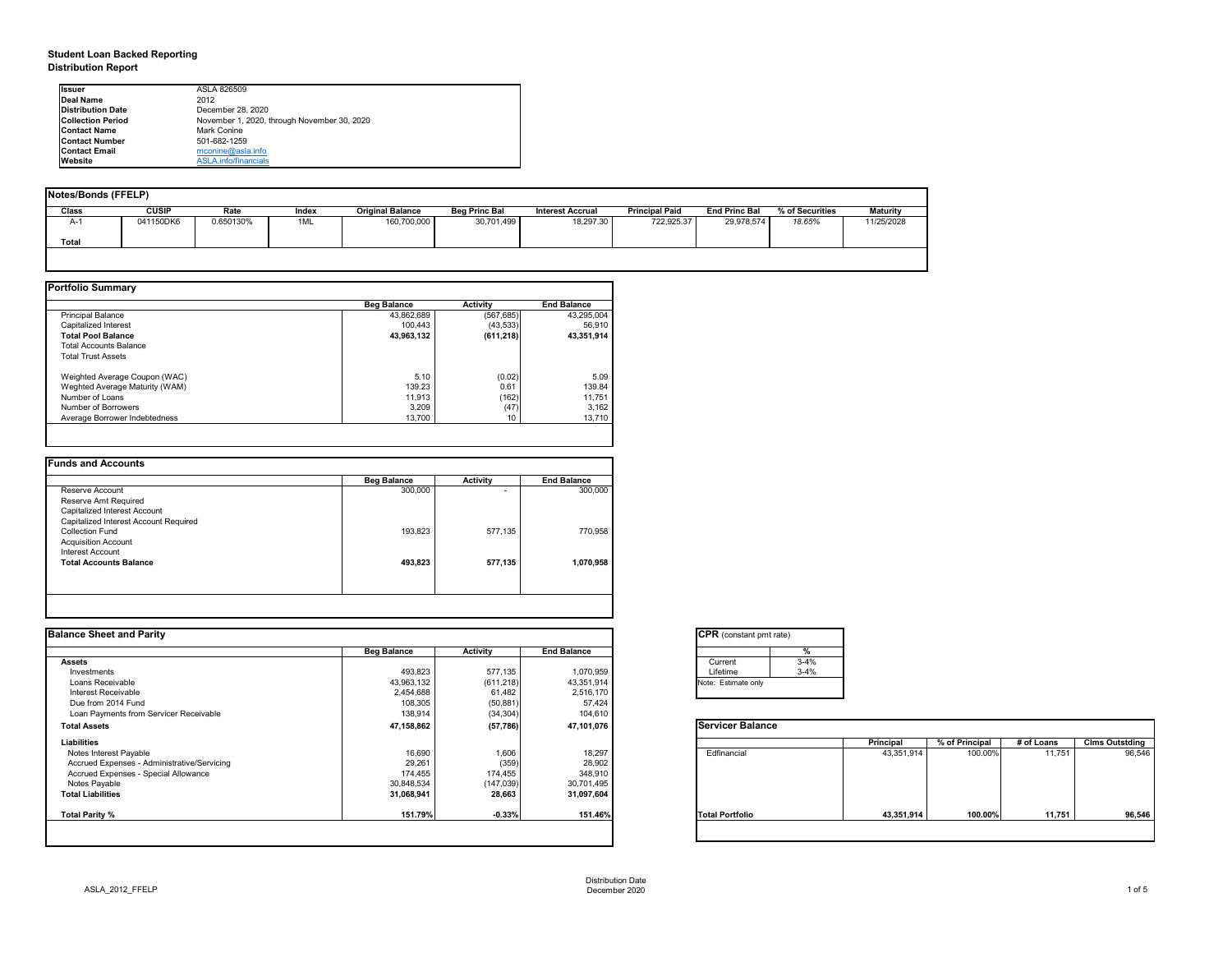# Student Loan Backed Reporting
## Distribution Report

| | |
|---|---|
| **Issuer** | ASLA 826509 |
| **Deal Name** | 2012 |
| **Distribution Date** | December 28, 2020 |
| **Collection Period** | November 1, 2020, through November 30, 2020 |
| **Contact Name** | Mark Conine |
| **Contact Number** | 501-682-1259 |
| **Contact Email** | mconine@asla.info |
| **Website** | ASLA.info/financials |

### Notes/Bonds (FFELP)

| Class | CUSIP | Rate | Index | Original Balance | Beg Princ Bal | Interest Accrual | Principal Paid | End Princ Bal | % of Securities | Maturity |
|---|---|---|---|---|---|---|---|---|---|---|
| A-1 | 041150DK6 | 0.650130% | 1ML | 160,700,000 | 30,701,499 | 18,297.30 | 722,925.37 | 29,978,574 | *18.65%* | 11/25/2028 |
| **Total** | | | | | | | | | | |

### Portfolio Summary

| | Beg Balance | Activity | End Balance |
|---|---|---|---|
| Principal Balance | 43,862,689 | (567,685) | 43,295,004 |
| Capitalized Interest | 100,443 | (43,533) | 56,910 |
| **Total Pool Balance** | **43,963,132** | **(611,218)** | **43,351,914** |
| Total Accounts Balance | | | |
| Total Trust Assets | | | |
| | | | |
| Weighted Average Coupon (WAC) | 5.10 | (0.02) | 5.09 |
| Weghted Average Maturity (WAM) | 139.23 | 0.61 | 139.84 |
| Number of Loans | 11,913 | (162) | 11,751 |
| Number of Borrowers | 3,209 | (47) | 3,162 |
| Average Borrower Indebtedness | 13,700 | 10 | 13,710 |

### Funds and Accounts

| | Beg Balance | Activity | End Balance |
|---|---|---|---|
| Reserve Account | 300,000 | - | 300,000 |
| Reserve Amt Required | | | |
| Capitalized Interest Account | | | |
| Capitalized Interest Account Required | | | |
| Collection Fund | 193,823 | 577,135 | 770,958 |
| Acquisition Account | | | |
| Interest Account | | | |
| **Total Accounts Balance** | **493,823** | **577,135** | **1,070,958** |

### Balance Sheet and Parity

| | Beg Balance | Activity | End Balance |
|---|---|---|---|
| **Assets** | | | |
| Investments | 493,823 | 577,135 | 1,070,959 |
| Loans Receivable | 43,963,132 | (611,218) | 43,351,914 |
| Interest Receivable | 2,454,688 | 61,482 | 2,516,170 |
| Due from 2014 Fund | 108,305 | (50,881) | 57,424 |
| Loan Payments from Servicer Receivable | 138,914 | (34,304) | 104,610 |
| **Total Assets** | **47,158,862** | **(57,786)** | **47,101,076** |
| **Liabilities** | | | |
| Notes Interest Payable | 16,690 | 1,606 | 18,297 |
| Accrued Expenses - Administrative/Servicing | 29,261 | (359) | 28,902 |
| Accrued Expenses - Special Allowance | 174,455 | 174,455 | 348,910 |
| Notes Payable | 30,848,534 | (147,039) | 30,701,495 |
| **Total Liabilities** | **31,068,941** | **28,663** | **31,097,604** |
| | | | |
| **Total Parity %** | **151.79%** | **-0.33%** | **151.46%** |

### CPR (constant pmt rate)

| | % |
|---|---|
| Current | 3-4% |
| Lifetime | 3-4% |

Note: Estimate only

### Servicer Balance

| | Principal | % of Principal | # of Loans | Clms Outstding |
|---|---|---|---|---|
| Edfinancial | 43,351,914 | 100.00% | 11,751 | 96,546 |
| **Total Portfolio** | **43,351,914** | **100.00%** | **11,751** | **96,546** |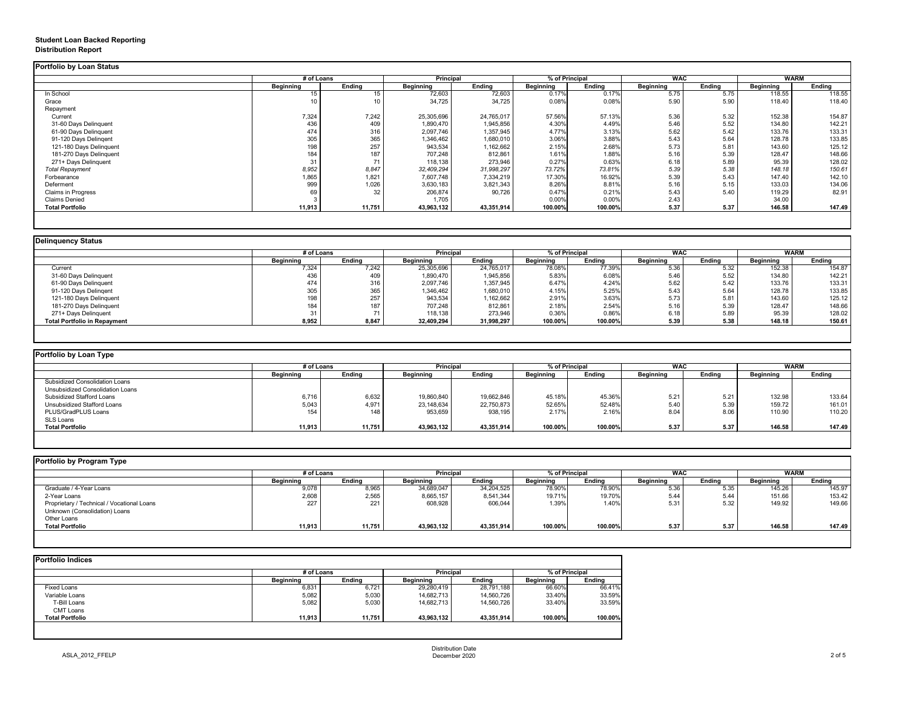# Student Loan Backed Reporting
## Distribution Report

### Portfolio by Loan Status

| | # of Loans | | Principal | | % of Principal | | WAC | | WARM | |
|---|---|---|---|---|---|---|---|---|---|---|
| | Beginning | Ending | Beginning | Ending | Beginning | Ending | Beginning | Ending | Beginning | Ending |
| In School | 15 | 15 | 72,603 | 72,603 | 0.17% | 0.17% | 5.75 | 5.75 | 118.55 | 118.55 |
| Grace | 10 | 10 | 34,725 | 34,725 | 0.08% | 0.08% | 5.90 | 5.90 | 118.40 | 118.40 |
| Repayment | | | | | | | | | | |
| Current | 7,324 | 7,242 | 25,305,696 | 24,765,017 | 57.56% | 57.13% | 5.36 | 5.32 | 152.38 | 154.87 |
| 31-60 Days Delinquent | 436 | 409 | 1,890,470 | 1,945,856 | 4.30% | 4.49% | 5.46 | 5.52 | 134.80 | 142.21 |
| 61-90 Days Delinquent | 474 | 316 | 2,097,746 | 1,357,945 | 4.77% | 3.13% | 5.62 | 5.42 | 133.76 | 133.31 |
| 91-120 Days Delingent | 305 | 365 | 1,346,462 | 1,680,010 | 3.06% | 3.88% | 5.43 | 5.64 | 128.78 | 133.85 |
| 121-180 Days Delinquent | 198 | 257 | 943,534 | 1,162,662 | 2.15% | 2.68% | 5.73 | 5.81 | 143.60 | 125.12 |
| 181-270 Days Delinquent | 184 | 187 | 707,248 | 812,861 | 1.61% | 1.88% | 5.16 | 5.39 | 128.47 | 148.66 |
| 271+ Days Delinquent | 31 | 71 | 118,138 | 273,946 | 0.27% | 0.63% | 6.18 | 5.89 | 95.39 | 128.02 |
| *Total Repayment* | *8,952* | *8,847* | *32,409,294* | *31,998,297* | *73.72%* | *73.81%* | *5.39* | *5.38* | *148.18* | *150.61* |
| Forbearance | 1,865 | 1,821 | 7,607,748 | 7,334,219 | 17.30% | 16.92% | 5.39 | 5.43 | 147.40 | 142.10 |
| Deferment | 999 | 1,026 | 3,630,183 | 3,821,343 | 8.26% | 8.81% | 5.16 | 5.15 | 133.03 | 134.06 |
| Claims in Progress | 69 | 32 | 206,874 | 90,726 | 0.47% | 0.21% | 5.43 | 5.40 | 119.29 | 82.91 |
| Claims Denied | 3 | | 1,705 | | 0.00% | 0.00% | 2.43 | | 34.00 | |
| **Total Portfolio** | **11,913** | **11,751** | **43,963,132** | **43,351,914** | **100.00%** | **100.00%** | **5.37** | **5.37** | **146.58** | **147.49** |

### Delinquency Status

| | # of Loans | | Principal | | % of Principal | | WAC | | WARM | |
|---|---|---|---|---|---|---|---|---|---|---|
| | Beginning | Ending | Beginning | Ending | Beginning | Ending | Beginning | Ending | Beginning | Ending |
| Current | 7,324 | 7,242 | 25,305,696 | 24,765,017 | 78.08% | 77.39% | 5.36 | 5.32 | 152.38 | 154.87 |
| 31-60 Days Delinquent | 436 | 409 | 1,890,470 | 1,945,856 | 5.83% | 6.08% | 5.46 | 5.52 | 134.80 | 142.21 |
| 61-90 Days Delinquent | 474 | 316 | 2,097,746 | 1,357,945 | 6.47% | 4.24% | 5.62 | 5.42 | 133.76 | 133.31 |
| 91-120 Days Delingent | 305 | 365 | 1,346,462 | 1,680,010 | 4.15% | 5.25% | 5.43 | 5.64 | 128.78 | 133.85 |
| 121-180 Days Delinquent | 198 | 257 | 943,534 | 1,162,662 | 2.91% | 3.63% | 5.73 | 5.81 | 143.60 | 125.12 |
| 181-270 Days Delinquent | 184 | 187 | 707,248 | 812,861 | 2.18% | 2.54% | 5.16 | 5.39 | 128.47 | 148.66 |
| 271+ Days Delinquent | 31 | 71 | 118,138 | 273,946 | 0.36% | 0.86% | 6.18 | 5.89 | 95.39 | 128.02 |
| **Total Portfolio in Repayment** | **8,952** | **8,847** | **32,409,294** | **31,998,297** | **100.00%** | **100.00%** | **5.39** | **5.38** | **148.18** | **150.61** |

### Portfolio by Loan Type

| | # of Loans | | Principal | | % of Principal | | WAC | | WARM | |
|---|---|---|---|---|---|---|---|---|---|---|
| | Beginning | Ending | Beginning | Ending | Beginning | Ending | Beginning | Ending | Beginning | Ending |
| Subsidized Consolidation Loans | | | | | | | | | | |
| Unsubsidized Consolidation Loans | | | | | | | | | | |
| Subsidized Stafford Loans | 6,716 | 6,632 | 19,860,840 | 19,662,846 | 45.18% | 45.36% | 5.21 | 5.21 | 132.98 | 133.64 |
| Unsubsidized Stafford Loans | 5,043 | 4,971 | 23,148,634 | 22,750,873 | 52.65% | 52.48% | 5.40 | 5.39 | 159.72 | 161.01 |
| PLUS/GradPLUS Loans | 154 | 148 | 953,659 | 938,195 | 2.17% | 2.16% | 8.04 | 8.06 | 110.90 | 110.20 |
| SLS Loans | | | | | | | | | | |
| **Total Portfolio** | **11,913** | **11,751** | **43,963,132** | **43,351,914** | **100.00%** | **100.00%** | **5.37** | **5.37** | **146.58** | **147.49** |

### Portfolio by Program Type

| | # of Loans | | Principal | | % of Principal | | WAC | | WARM | |
|---|---|---|---|---|---|---|---|---|---|---|
| | Beginning | Ending | Beginning | Ending | Beginning | Ending | Beginning | Ending | Beginning | Ending |
| Graduate / 4-Year Loans | 9,078 | 8,965 | 34,689,047 | 34,204,525 | 78.90% | 78.90% | 5.36 | 5.35 | 145.26 | 145.97 |
| 2-Year Loans | 2,608 | 2,565 | 8,665,157 | 8,541,344 | 19.71% | 19.70% | 5.44 | 5.44 | 151.66 | 153.42 |
| Proprietary / Technical / Vocational Loans | 227 | 221 | 608,928 | 606,044 | 1.39% | 1.40% | 5.31 | 5.32 | 149.92 | 149.66 |
| Unknown (Consolidation) Loans | | | | | | | | | | |
| Other Loans | | | | | | | | | | |
| **Total Portfolio** | **11,913** | **11,751** | **43,963,132** | **43,351,914** | **100.00%** | **100.00%** | **5.37** | **5.37** | **146.58** | **147.49** |

### Portfolio Indices

| | # of Loans | | Principal | | % of Principal | |
|---|---|---|---|---|---|---|
| | Beginning | Ending | Beginning | Ending | Beginning | Ending |
| Fixed Loans | 6,831 | 6,721 | 29,280,419 | 28,791,188 | 66.60% | 66.41% |
| Variable Loans | 5,082 | 5,030 | 14,682,713 | 14,560,726 | 33.40% | 33.59% |
| T-Bill Loans | 5,082 | 5,030 | 14,682,713 | 14,560,726 | 33.40% | 33.59% |
| CMT Loans | | | | | | |
| **Total Portfolio** | **11,913** | **11,751** | **43,963,132** | **43,351,914** | **100.00%** | **100.00%** |

ASLA_2012_FFELP

Distribution Date
December 2020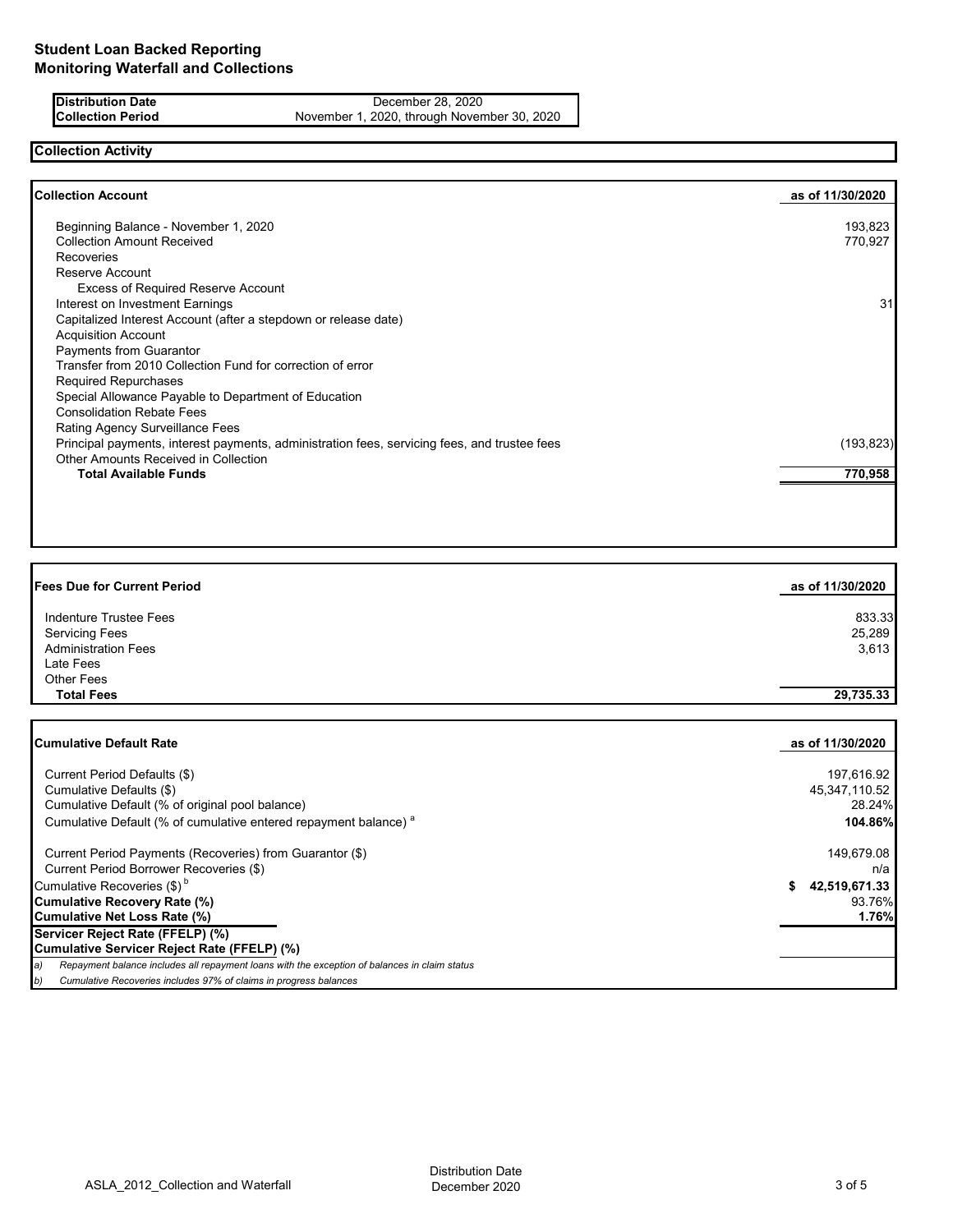# Student Loan Backed Reporting
## Monitoring Waterfall and Collections

| | |
|---|---|
| **Distribution Date** | December 28, 2020 |
| **Collection Period** | November 1, 2020, through November 30, 2020 |

## Collection Activity

| **Collection Account** | **as of 11/30/2020** |
|---|---|
| Beginning Balance - November 1, 2020 | 193,823 |
| Collection Amount Received | 770,927 |
| Recoveries | |
| Reserve Account | |
| Excess of Required Reserve Account | |
| Interest on Investment Earnings | 31 |
| Capitalized Interest Account (after a stepdown or release date) | |
| Acquisition Account | |
| Payments from Guarantor | |
| Transfer from 2010 Collection Fund for correction of error | |
| Required Repurchases | |
| Special Allowance Payable to Department of Education | |
| Consolidation Rebate Fees | |
| Rating Agency Surveillance Fees | |
| Principal payments, interest payments, administration fees, servicing fees, and trustee fees | (193,823) |
| Other Amounts Received in Collection | |
| **Total Available Funds** | **770,958** |

| **Fees Due for Current Period** | **as of 11/30/2020** |
|---|---|
| Indenture Trustee Fees | 833.33 |
| Servicing Fees | 25,289 |
| Administration Fees | 3,613 |
| Late Fees | |
| Other Fees | |
| **Total Fees** | **29,735.33** |

| **Cumulative Default Rate** | **as of 11/30/2020** |
|---|---|
| Current Period Defaults ($) | 197,616.92 |
| Cumulative Defaults ($) | 45,347,110.52 |
| Cumulative Default (% of original pool balance) | 28.24% |
| Cumulative Default (% of cumulative entered repayment balance) [a] | **104.86%** |
| Current Period Payments (Recoveries) from Guarantor ($) | 149,679.08 |
| Current Period Borrower Recoveries ($) | n/a |
| Cumulative Recoveries ($) [b] | **$ 42,519,671.33** |
| **Cumulative Recovery Rate (%)** | 93.76% |
| **Cumulative Net Loss Rate (%)** | **1.76%** |
| **Servicer Reject Rate (FFELP) (%)** | |
| **Cumulative Servicer Reject Rate (FFELP) (%)** | |

*a) Repayment balance includes all repayment loans with the exception of balances in claim status*

*b) Cumulative Recoveries includes 97% of claims in progress balances*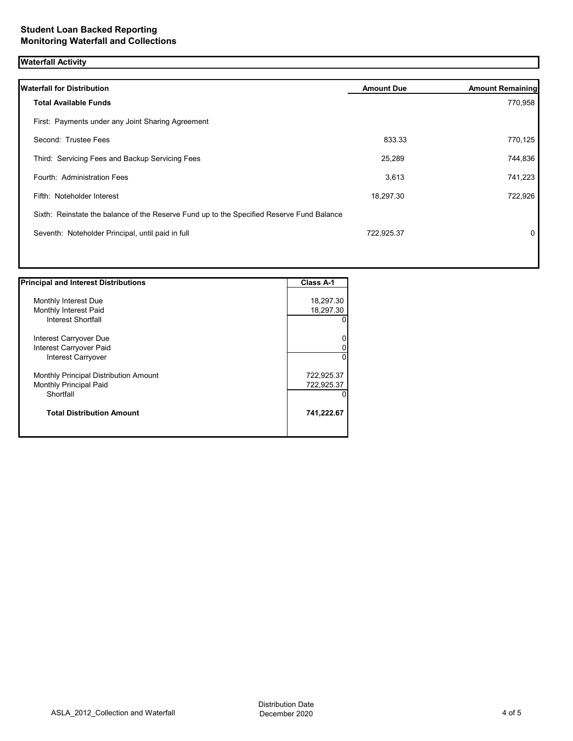# Student Loan Backed Reporting
# Monitoring Waterfall and Collections

## Waterfall Activity

| Waterfall for Distribution | Amount Due | Amount Remaining |
|---|---|---|
| **Total Available Funds** | | 770,958 |
| First: Payments under any Joint Sharing Agreement | | |
| Second: Trustee Fees | 833.33 | 770,125 |
| Third: Servicing Fees and Backup Servicing Fees | 25,289 | 744,836 |
| Fourth: Administration Fees | 3,613 | 741,223 |
| Fifth: Noteholder Interest | 18,297.30 | 722,926 |
| Sixth: Reinstate the balance of the Reserve Fund up to the Specified Reserve Fund Balance | | |
| Seventh: Noteholder Principal, until paid in full | 722,925.37 | 0 |

| Principal and Interest Distributions | Class A-1 |
|---|---|
| Monthly Interest Due | 18,297.30 |
| Monthly Interest Paid | 18,297.30 |
| Interest Shortfall | 0 |
| Interest Carryover Due | 0 |
| Interest Carryover Paid | 0 |
| Interest Carryover | 0 |
| Monthly Principal Distribution Amount | 722,925.37 |
| Monthly Principal Paid | 722,925.37 |
| Shortfall | 0 |
| **Total Distribution Amount** | **741,222.67** |

ASLA_2012_Collection and Waterfall

Distribution Date
December 2020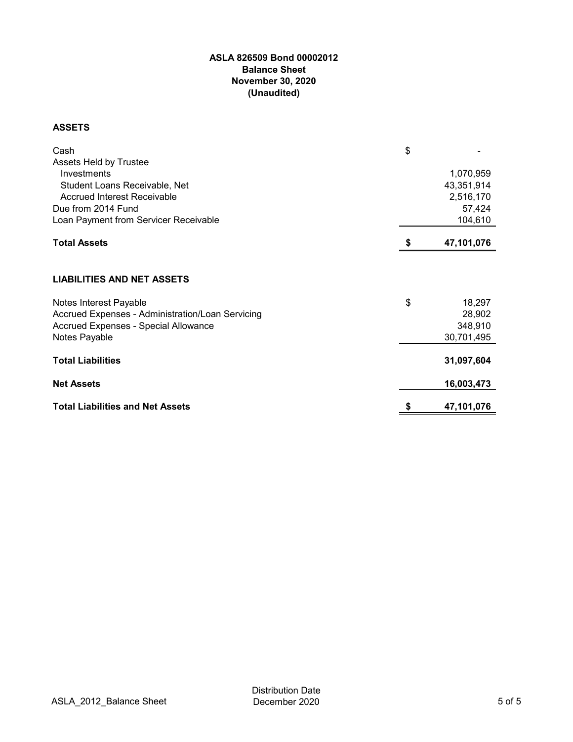**ASLA 826509 Bond 00002012**
**Balance Sheet**
**November 30, 2020**
**(Unaudited)**

| | | |
|---|---|---|
| **ASSETS** | | |
| Cash | $ | - |
| Assets Held by Trustee | | |
| Investments | | 1,070,959 |
| Student Loans Receivable, Net | | 43,351,914 |
| Accrued Interest Receivable | | 2,516,170 |
| Due from 2014 Fund | | 57,424 |
| Loan Payment from Servicer Receivable | | 104,610 |
| **Total Assets** | **$** | **47,101,076** |
| | | |
| **LIABILITIES AND NET ASSETS** | | |
| Notes Interest Payable | $ | 18,297 |
| Accrued Expenses - Administration/Loan Servicing | | 28,902 |
| Accrued Expenses - Special Allowance | | 348,910 |
| Notes Payable | | 30,701,495 |
| **Total Liabilities** | | **31,097,604** |
| **Net Assets** | | **16,003,473** |
| **Total Liabilities and Net Assets** | **$** | **47,101,076** |

ASLA_2012_Balance Sheet

Distribution Date
December 2020